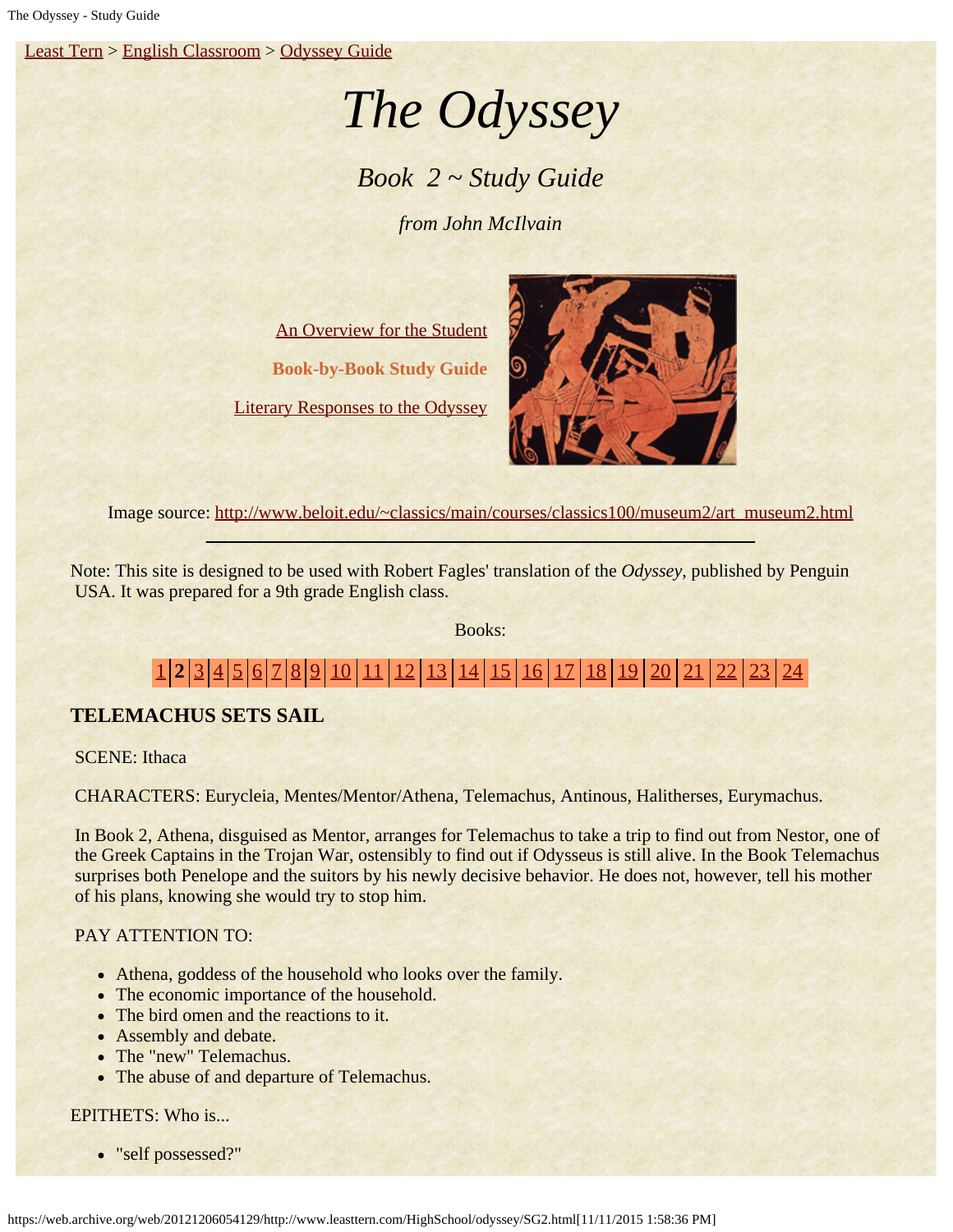Least Tern > English Classroom > Odyssey Guide

# *The Odyssey*

## *Book 2 ~ Study Guide*

*from John McIlvain*

An Overview for the Student

**Book-by-Book Study Guide**

Literary Responses to the Odyssey

Image source: http://www.beloit.edu/~classics/main/courses/classics100/museum2/art_museum2.html

---

Note: This site is designed to be used with Robert Fagles' translation of the *Odyssey*, published by Penguin USA. It was prepared for a 9th grade English class.

Books:

1 | **2** | 3 | 4 | 5 | 6 | 7 | 8 | 9 | 10 | 11 | 12 | 13 | 14 | 15 | 16 | 17 | 18 | 19 | 20 | 21 | 22 | 23 | 24

### TELEMACHUS SETS SAIL

SCENE: Ithaca

CHARACTERS: Eurycleia, Mentes/Mentor/Athena, Telemachus, Antinous, Halitherses, Eurymachus.

In Book 2, Athena, disguised as Mentor, arranges for Telemachus to take a trip to find out from Nestor, one of the Greek Captains in the Trojan War, ostensibly to find out if Odysseus is still alive. In the Book Telemachus surprises both Penelope and the suitors by his newly decisive behavior. He does not, however, tell his mother of his plans, knowing she would try to stop him.

PAY ATTENTION TO:

- Athena, goddess of the household who looks over the family.
- The economic importance of the household.
- The bird omen and the reactions to it.
- Assembly and debate.
- The "new" Telemachus.
- The abuse of and departure of Telemachus.

EPITHETS: Who is...

- "self possessed?"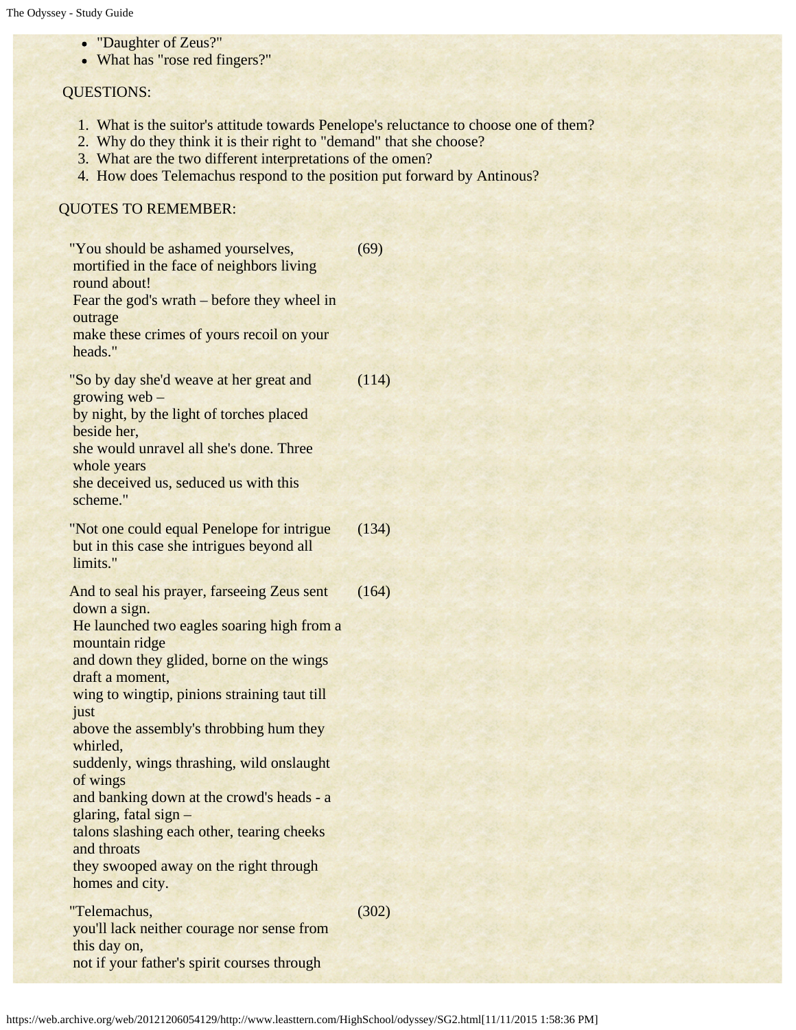- "Daughter of Zeus?"
- What has "rose red fingers?"

QUESTIONS:

1. What is the suitor's attitude towards Penelope's reluctance to choose one of them?
2. Why do they think it is their right to "demand" that she choose?
3. What are the two different interpretations of the omen?
4. How does Telemachus respond to the position put forward by Antinous?

QUOTES TO REMEMBER:

| | |
|---|---|
| "You should be ashamed yourselves, mortified in the face of neighbors living round about! Fear the god's wrath – before they wheel in outrage make these crimes of yours recoil on your heads." | (69) |
| "So by day she'd weave at her great and growing web – by night, by the light of torches placed beside her, she would unravel all she's done. Three whole years she deceived us, seduced us with this scheme." | (114) |
| "Not one could equal Penelope for intrigue but in this case she intrigues beyond all limits." | (134) |
| And to seal his prayer, farseeing Zeus sent down a sign. He launched two eagles soaring high from a mountain ridge and down they glided, borne on the wings draft a moment, wing to wingtip, pinions straining taut till just above the assembly's throbbing hum they whirled, suddenly, wings thrashing, wild onslaught of wings and banking down at the crowd's heads - a glaring, fatal sign – talons slashing each other, tearing cheeks and throats they swooped away on the right through homes and city. | (164) |
| "Telemachus, you'll lack neither courage nor sense from this day on, not if your father's spirit courses through | (302) |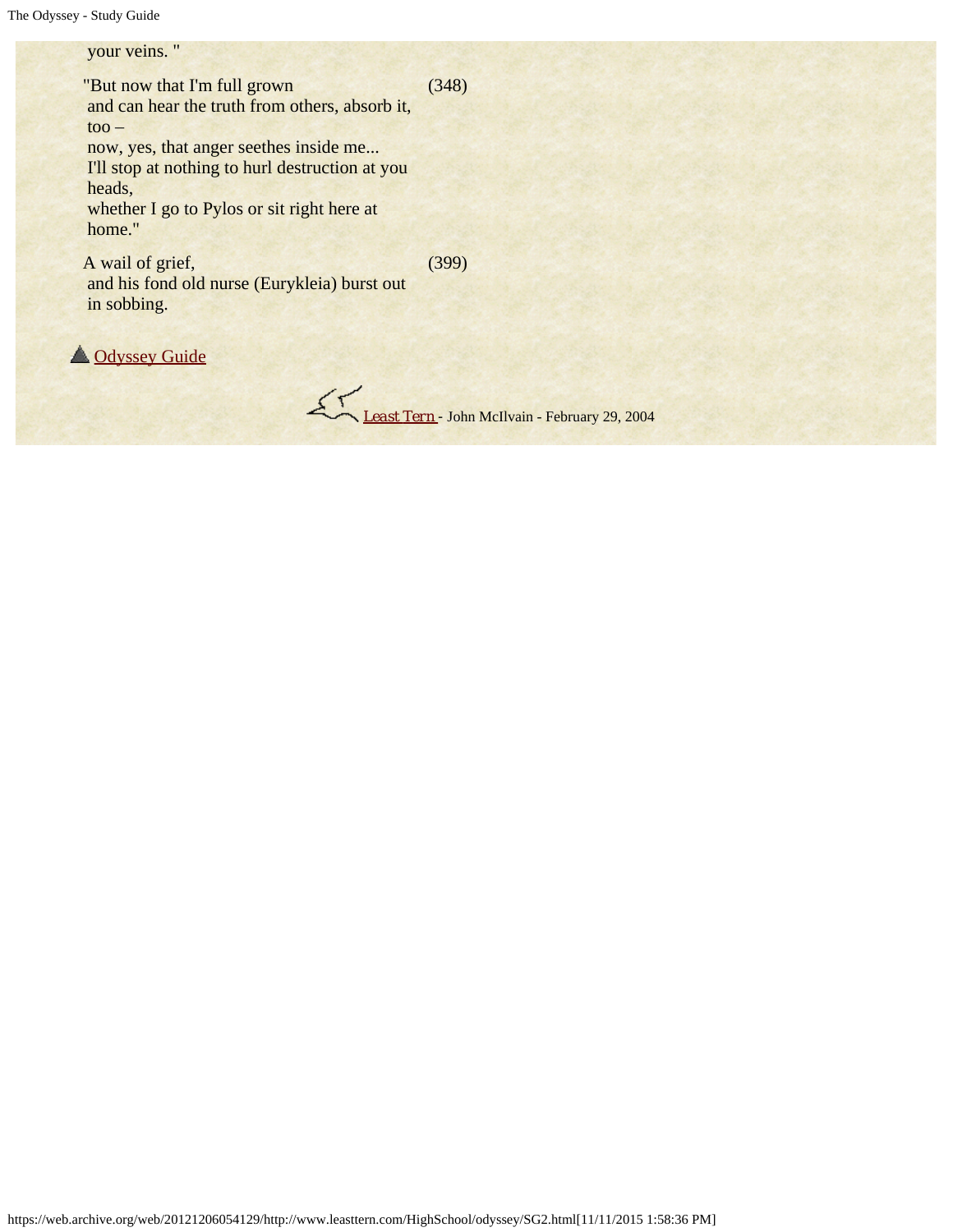your veins. "

"But now that I'm full grown (348)
and can hear the truth from others, absorb it, too –
now, yes, that anger seethes inside me...
I'll stop at nothing to hurl destruction at you heads,
whether I go to Pylos or sit right here at home."

A wail of grief, (399)
and his fond old nurse (Eurykleia) burst out in sobbing.

Odyssey Guide

Least Tern - John McIlvain - February 29, 2004